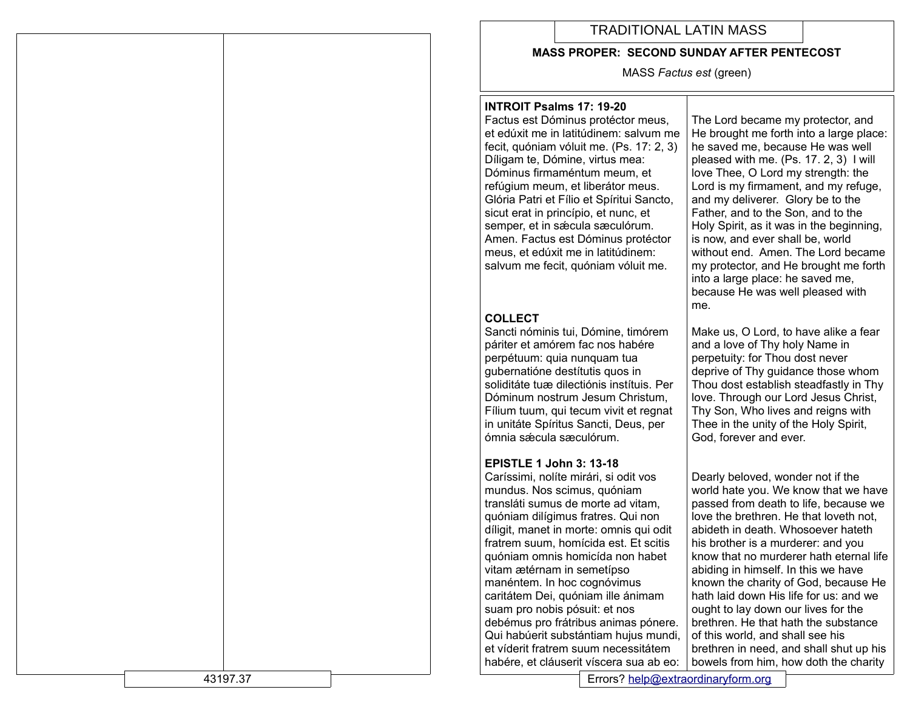# TRADITIONAL LATIN MASS

**MASS PROPER: SECOND SUNDAY AFTER PENTECOST**

MASS *Factus est* (green)

| | |
|---|---|
| **INTROIT Psalms 17: 19-20**<br>Factus est Dóminus protéctor meus, et edúxit me in latitúdinem: salvum me fecit, quóniam vóluit me. (Ps. 17: 2, 3) Díligam te, Dómine, virtus mea: Dóminus firmaméntum meum, et refúgium meum, et liberátor meus. Glória Patri et Fílio et Spíritui Sancto, sicut erat in princípio, et nunc, et semper, et in sǽcula sæculórum. Amen. Factus est Dóminus protéctor meus, et edúxit me in latitúdinem: salvum me fecit, quóniam vóluit me. | The Lord became my protector, and He brought me forth into a large place: he saved me, because He was well pleased with me. (Ps. 17. 2, 3) I will love Thee, O Lord my strength: the Lord is my firmament, and my refuge, and my deliverer. Glory be to the Father, and to the Son, and to the Holy Spirit, as it was in the beginning, is now, and ever shall be, world without end. Amen. The Lord became my protector, and He brought me forth into a large place: he saved me, because He was well pleased with me. |
| **COLLECT**<br>Sancti nóminis tui, Dómine, timórem páriter et amórem fac nos habére perpétuum: quia nunquam tua gubernatióne destítutis quos in soliditáte tuæ dilectiónis instítuis. Per Dóminum nostrum Jesum Christum, Fílium tuum, qui tecum vivit et regnat in unitáte Spíritus Sancti, Deus, per ómnia sǽcula sæculórum. | Make us, O Lord, to have alike a fear and a love of Thy holy Name in perpetuity: for Thou dost never deprive of Thy guidance those whom Thou dost establish steadfastly in Thy love. Through our Lord Jesus Christ, Thy Son, Who lives and reigns with Thee in the unity of the Holy Spirit, God, forever and ever. |
| **EPISTLE 1 John 3: 13-18**<br>Caríssimi, nolíte mirári, si odit vos mundus. Nos scimus, quóniam transláti sumus de morte ad vitam, quóniam dilígimus fratres. Qui non díligit, manet in morte: omnis qui odit fratrem suum, homícida est. Et scitis quóniam omnis homicída non habet vitam ætérnam in semetípso manéntem. In hoc cognóvimus caritátem Dei, quóniam ille ánimam suam pro nobis pósuit: et nos debémus pro frátribus animas pónere. Qui habúerit substántiam hujus mundi, et víderit fratrem suum necessitátem habére, et cláuserit víscera sua ab eo: | Dearly beloved, wonder not if the world hate you. We know that we have passed from death to life, because we love the brethren. He that loveth not, abideth in death. Whosoever hateth his brother is a murderer: and you know that no murderer hath eternal life abiding in himself. In this we have known the charity of God, because He hath laid down His life for us: and we ought to lay down our lives for the brethren. He that hath the substance of this world, and shall see his brethren in need, and shall shut up his bowels from him, how doth the charity |

Errors? help@extraordinaryform.org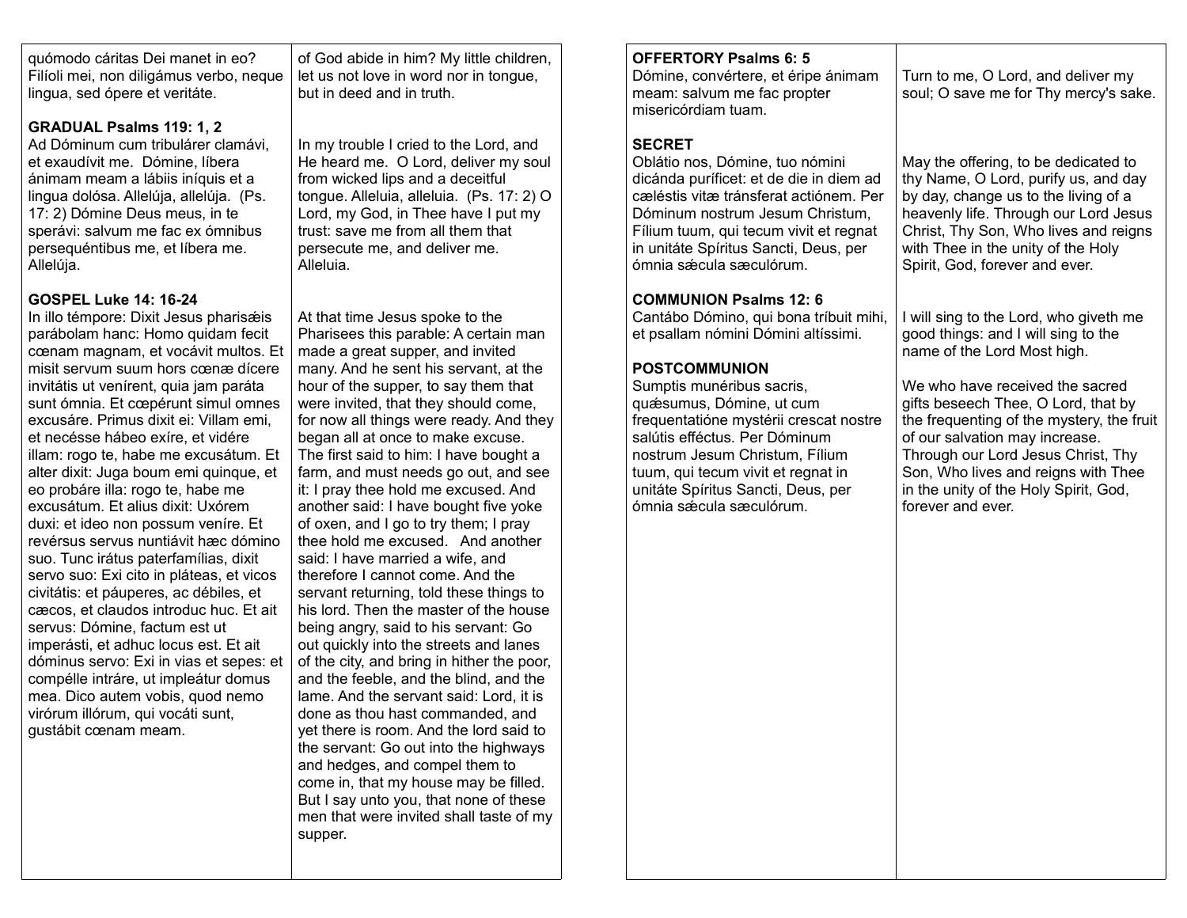quómodo cáritas Dei manet in eo? Filíoli mei, non diligámus verbo, neque lingua, sed ópere et veritáte.

of God abide in him? My little children, let us not love in word nor in tongue, but in deed and in truth.

**GRADUAL Psalms 119: 1, 2**

Ad Dóminum cum tribulárer clamávi, et exaudívit me. Dómine, líbera ánimam meam a lábiis iníquis et a lingua dolósa. Allelúja, allelúja. (Ps. 17: 2) Dómine Deus meus, in te sperávi: salvum me fac ex ómnibus persequéntibus me, et líbera me. Allelúja.

In my trouble I cried to the Lord, and He heard me. O Lord, deliver my soul from wicked lips and a deceitful tongue. Alleluia, alleluia. (Ps. 17: 2) O Lord, my God, in Thee have I put my trust: save me from all them that persecute me, and deliver me. Alleluia.

**GOSPEL Luke 14: 16-24**

In illo témpore: Dixit Jesus pharisǽis parábolam hanc: Homo quidam fecit cœnam magnam, et vocávit multos. Et misit servum suum hors cœnæ dícere invitátis ut venírent, quia jam paráta sunt ómnia. Et cœpérunt simul omnes excusáre. Primus dixit ei: Villam emi, et necésse hábeo exíre, et vidére illam: rogo te, habe me excusátum. Et alter dixit: Juga boum emi quinque, et eo probáre illa: rogo te, habe me excusátum. Et alius dixit: Uxórem duxi: et ideo non possum veníre. Et revérsus servus nuntiávit hæc dómino suo. Tunc irátus paterfamílias, dixit servo suo: Exi cito in pláteas, et vicos civitátis: et páuperes, ac débiles, et cæcos, et claudos introduc huc. Et ait servus: Dómine, factum est ut imperásti, et adhuc locus est. Et ait dóminus servo: Exi in vias et sepes: et compélle intráre, ut impleátur domus mea. Dico autem vobis, quod nemo virórum illórum, qui vocáti sunt, gustábit cœnam meam.

At that time Jesus spoke to the Pharisees this parable: A certain man made a great supper, and invited many. And he sent his servant, at the hour of the supper, to say them that were invited, that they should come, for now all things were ready. And they began all at once to make excuse. The first said to him: I have bought a farm, and must needs go out, and see it: I pray thee hold me excused. And another said: I have bought five yoke of oxen, and I go to try them; I pray thee hold me excused. And another said: I have married a wife, and therefore I cannot come. And the servant returning, told these things to his lord. Then the master of the house being angry, said to his servant: Go out quickly into the streets and lanes of the city, and bring in hither the poor, and the feeble, and the blind, and the lame. And the servant said: Lord, it is done as thou hast commanded, and yet there is room. And the lord said to the servant: Go out into the highways and hedges, and compel them to come in, that my house may be filled. But I say unto you, that none of these men that were invited shall taste of my supper.

**OFFERTORY Psalms 6: 5**

Dómine, convértere, et éripe ánimam meam: salvum me fac propter misericórdiam tuam.

Turn to me, O Lord, and deliver my soul; O save me for Thy mercy's sake.

**SECRET**

Oblátio nos, Dómine, tuo nómini dicánda puríficet: et de die in diem ad cæléstis vitæ tránsferat actiónem. Per Dóminum nostrum Jesum Christum, Fílium tuum, qui tecum vivit et regnat in unitáte Spíritus Sancti, Deus, per ómnia sǽcula sæculórum.

May the offering, to be dedicated to thy Name, O Lord, purify us, and day by day, change us to the living of a heavenly life. Through our Lord Jesus Christ, Thy Son, Who lives and reigns with Thee in the unity of the Holy Spirit, God, forever and ever.

**COMMUNION Psalms 12: 6**

Cantábo Dómino, qui bona tríbuit mihi, et psallam nómini Dómini altíssimi.

I will sing to the Lord, who giveth me good things: and I will sing to the name of the Lord Most high.

**POSTCOMMUNION**

Sumptis munéribus sacris, quǽsumus, Dómine, ut cum frequentatióne mystérii crescat nostre salútis efféctus. Per Dóminum nostrum Jesum Christum, Fílium tuum, qui tecum vivit et regnat in unitáte Spíritus Sancti, Deus, per ómnia sǽcula sæculórum.

We who have received the sacred gifts beseech Thee, O Lord, that by the frequenting of the mystery, the fruit of our salvation may increase. Through our Lord Jesus Christ, Thy Son, Who lives and reigns with Thee in the unity of the Holy Spirit, God, forever and ever.